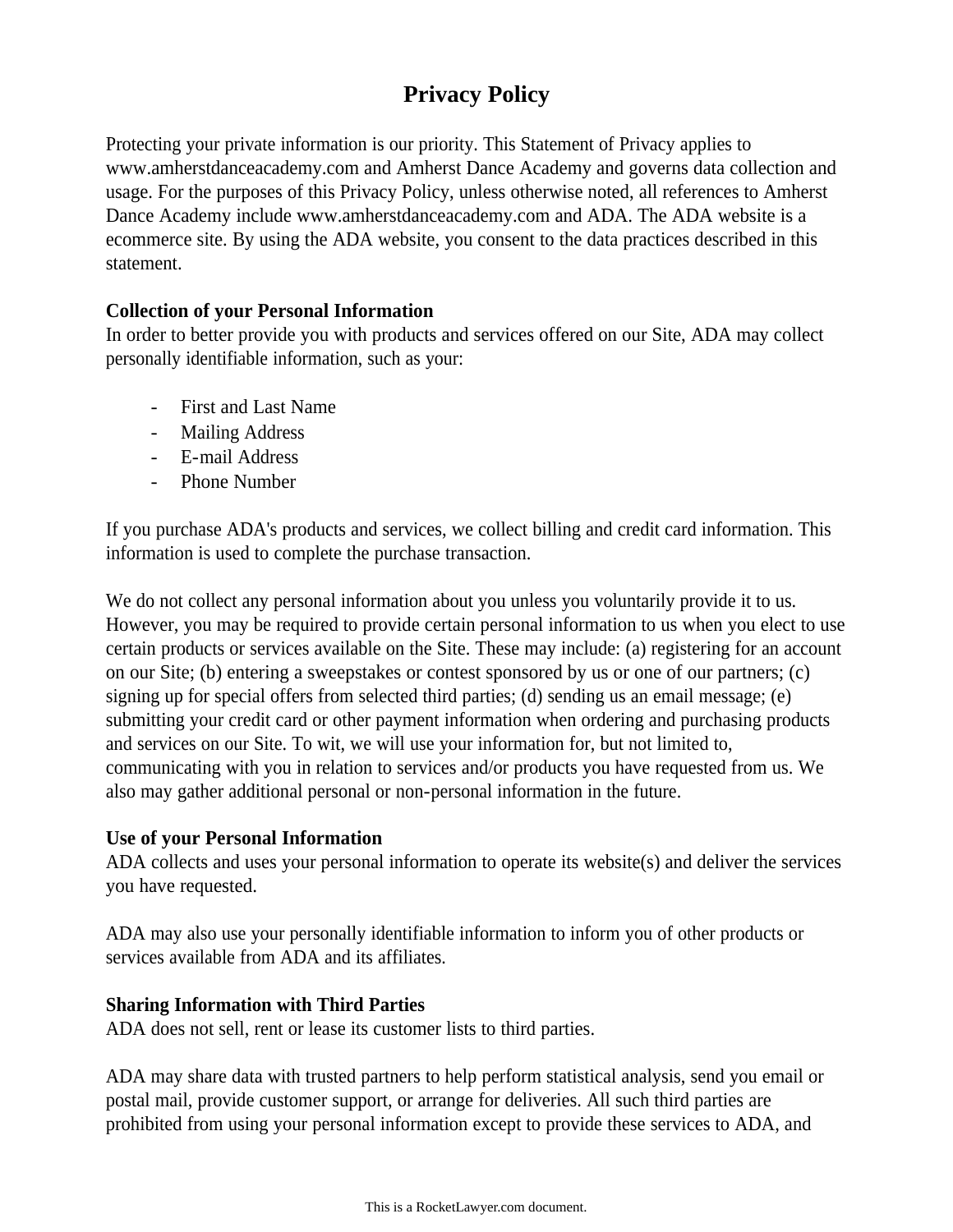# Privacy Policy

Protecting your private information is our priority. This Statement of Privacy applies to www.amherstdanceacademy.com and Amherst Dance Academy and governs data collection and usage. For the purposes of this Privacy Policy, unless otherwise noted, all references to Amherst Dance Academy include www.amherstdanceacademy.com and ADA. The ADA website is a ecommerce site. By using the ADA website, you consent to the data practices described in this statement.

**Collection of your Personal Information**
In order to better provide you with products and services offered on our Site, ADA may collect personally identifiable information, such as your:

- First and Last Name
- Mailing Address
- E-mail Address
- Phone Number

If you purchase ADA's products and services, we collect billing and credit card information. This information is used to complete the purchase transaction.

We do not collect any personal information about you unless you voluntarily provide it to us. However, you may be required to provide certain personal information to us when you elect to use certain products or services available on the Site. These may include: (a) registering for an account on our Site; (b) entering a sweepstakes or contest sponsored by us or one of our partners; (c) signing up for special offers from selected third parties; (d) sending us an email message; (e) submitting your credit card or other payment information when ordering and purchasing products and services on our Site. To wit, we will use your information for, but not limited to, communicating with you in relation to services and/or products you have requested from us. We also may gather additional personal or non-personal information in the future.

**Use of your Personal Information**
ADA collects and uses your personal information to operate its website(s) and deliver the services you have requested.

ADA may also use your personally identifiable information to inform you of other products or services available from ADA and its affiliates.

**Sharing Information with Third Parties**
ADA does not sell, rent or lease its customer lists to third parties.

ADA may share data with trusted partners to help perform statistical analysis, send you email or postal mail, provide customer support, or arrange for deliveries. All such third parties are prohibited from using your personal information except to provide these services to ADA, and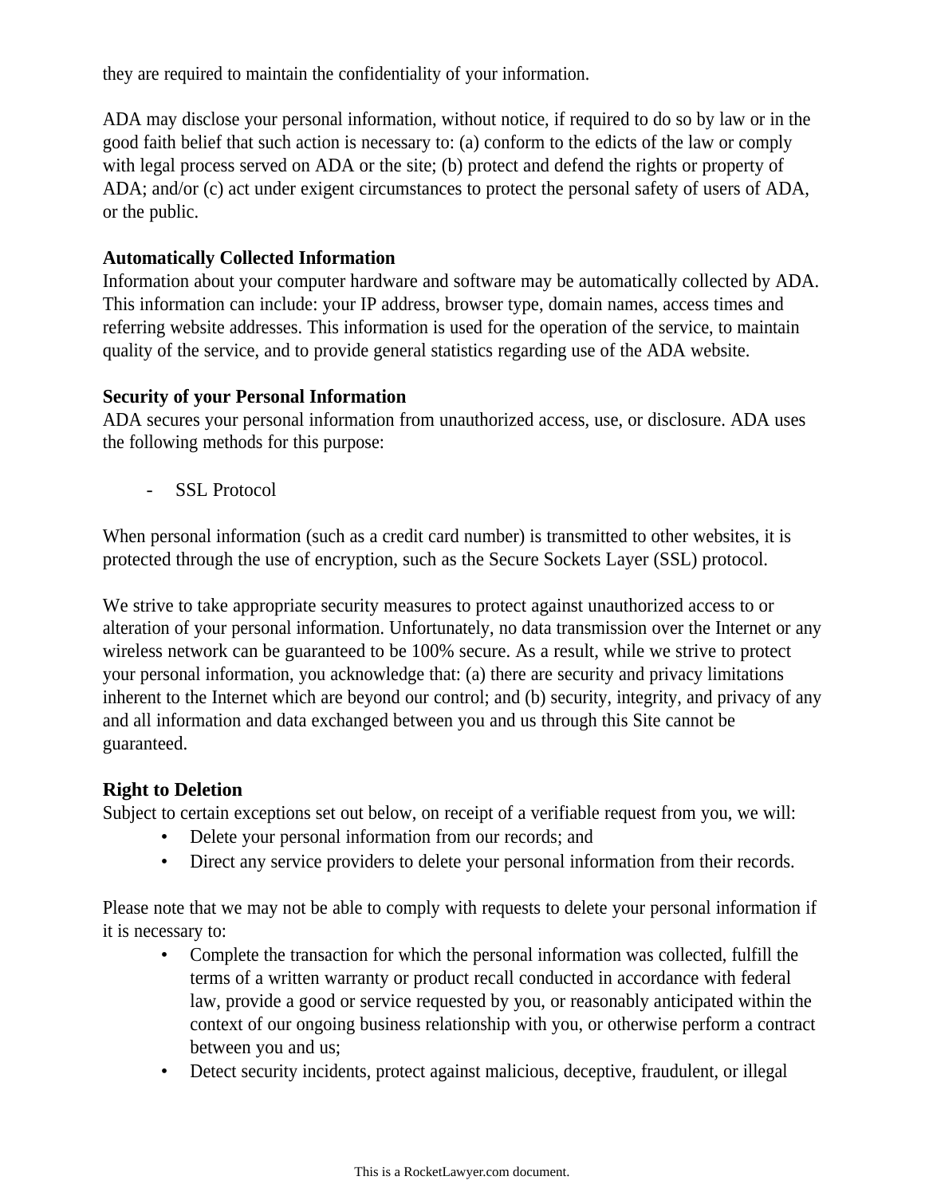they are required to maintain the confidentiality of your information.

ADA may disclose your personal information, without notice, if required to do so by law or in the good faith belief that such action is necessary to: (a) conform to the edicts of the law or comply with legal process served on ADA or the site; (b) protect and defend the rights or property of ADA; and/or (c) act under exigent circumstances to protect the personal safety of users of ADA, or the public.

**Automatically Collected Information**
Information about your computer hardware and software may be automatically collected by ADA. This information can include: your IP address, browser type, domain names, access times and referring website addresses. This information is used for the operation of the service, to maintain quality of the service, and to provide general statistics regarding use of the ADA website.

**Security of your Personal Information**
ADA secures your personal information from unauthorized access, use, or disclosure. ADA uses the following methods for this purpose:

- SSL Protocol

When personal information (such as a credit card number) is transmitted to other websites, it is protected through the use of encryption, such as the Secure Sockets Layer (SSL) protocol.

We strive to take appropriate security measures to protect against unauthorized access to or alteration of your personal information. Unfortunately, no data transmission over the Internet or any wireless network can be guaranteed to be 100% secure. As a result, while we strive to protect your personal information, you acknowledge that: (a) there are security and privacy limitations inherent to the Internet which are beyond our control; and (b) security, integrity, and privacy of any and all information and data exchanged between you and us through this Site cannot be guaranteed.

**Right to Deletion**
Subject to certain exceptions set out below, on receipt of a verifiable request from you, we will:

- Delete your personal information from our records; and
- Direct any service providers to delete your personal information from their records.

Please note that we may not be able to comply with requests to delete your personal information if it is necessary to:

- Complete the transaction for which the personal information was collected, fulfill the terms of a written warranty or product recall conducted in accordance with federal law, provide a good or service requested by you, or reasonably anticipated within the context of our ongoing business relationship with you, or otherwise perform a contract between you and us;
- Detect security incidents, protect against malicious, deceptive, fraudulent, or illegal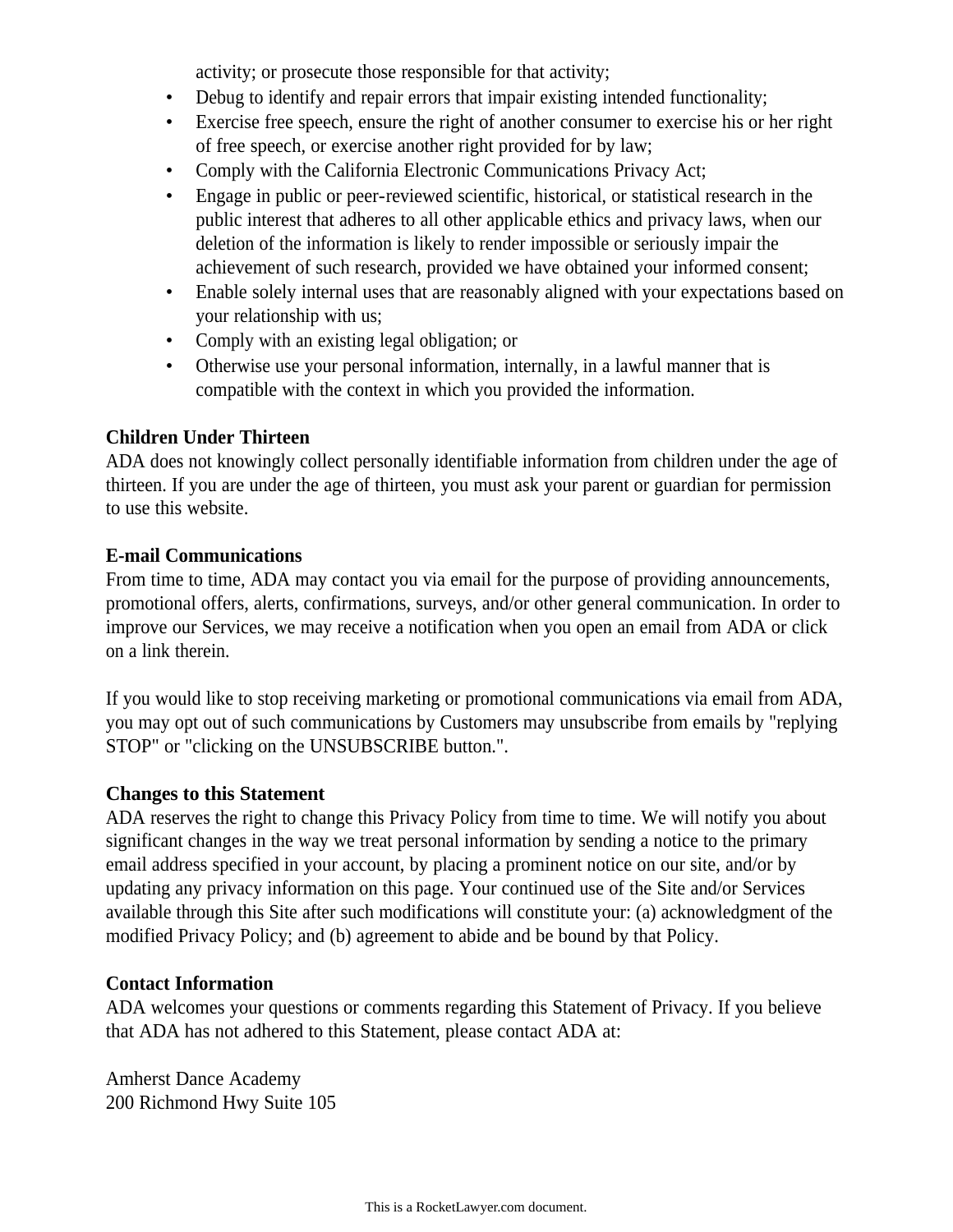activity; or prosecute those responsible for that activity;

- Debug to identify and repair errors that impair existing intended functionality;
- Exercise free speech, ensure the right of another consumer to exercise his or her right of free speech, or exercise another right provided for by law;
- Comply with the California Electronic Communications Privacy Act;
- Engage in public or peer-reviewed scientific, historical, or statistical research in the public interest that adheres to all other applicable ethics and privacy laws, when our deletion of the information is likely to render impossible or seriously impair the achievement of such research, provided we have obtained your informed consent;
- Enable solely internal uses that are reasonably aligned with your expectations based on your relationship with us;
- Comply with an existing legal obligation; or
- Otherwise use your personal information, internally, in a lawful manner that is compatible with the context in which you provided the information.

**Children Under Thirteen**

ADA does not knowingly collect personally identifiable information from children under the age of thirteen. If you are under the age of thirteen, you must ask your parent or guardian for permission to use this website.

**E-mail Communications**

From time to time, ADA may contact you via email for the purpose of providing announcements, promotional offers, alerts, confirmations, surveys, and/or other general communication. In order to improve our Services, we may receive a notification when you open an email from ADA or click on a link therein.

If you would like to stop receiving marketing or promotional communications via email from ADA, you may opt out of such communications by Customers may unsubscribe from emails by "replying STOP" or "clicking on the UNSUBSCRIBE button.".

**Changes to this Statement**

ADA reserves the right to change this Privacy Policy from time to time. We will notify you about significant changes in the way we treat personal information by sending a notice to the primary email address specified in your account, by placing a prominent notice on our site, and/or by updating any privacy information on this page. Your continued use of the Site and/or Services available through this Site after such modifications will constitute your: (a) acknowledgment of the modified Privacy Policy; and (b) agreement to abide and be bound by that Policy.

**Contact Information**

ADA welcomes your questions or comments regarding this Statement of Privacy. If you believe that ADA has not adhered to this Statement, please contact ADA at:

Amherst Dance Academy
200 Richmond Hwy Suite 105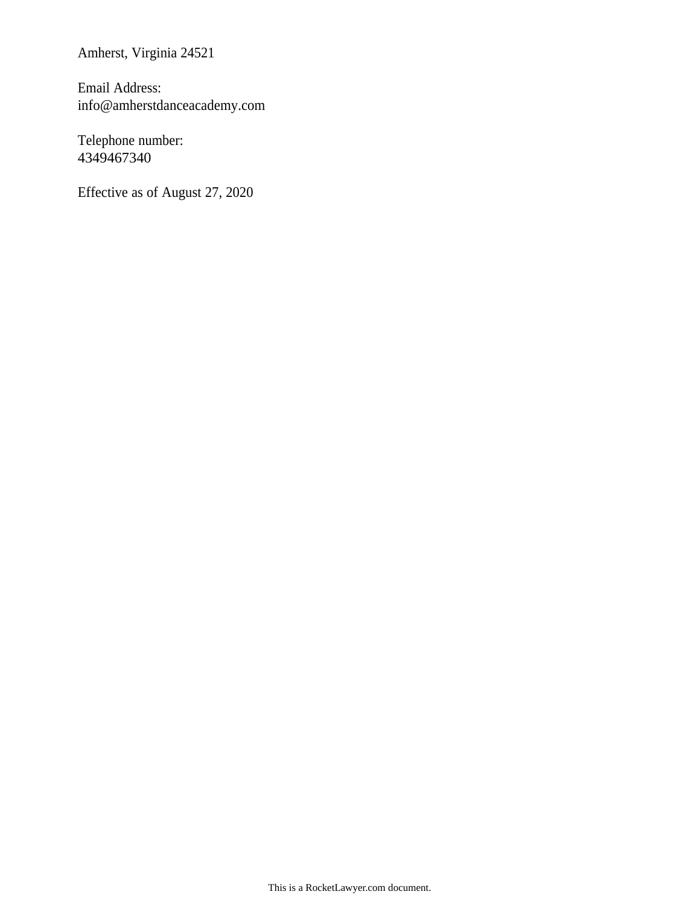Amherst, Virginia 24521

Email Address:
info@amherstdanceacademy.com

Telephone number:
4349467340

Effective as of August 27, 2020